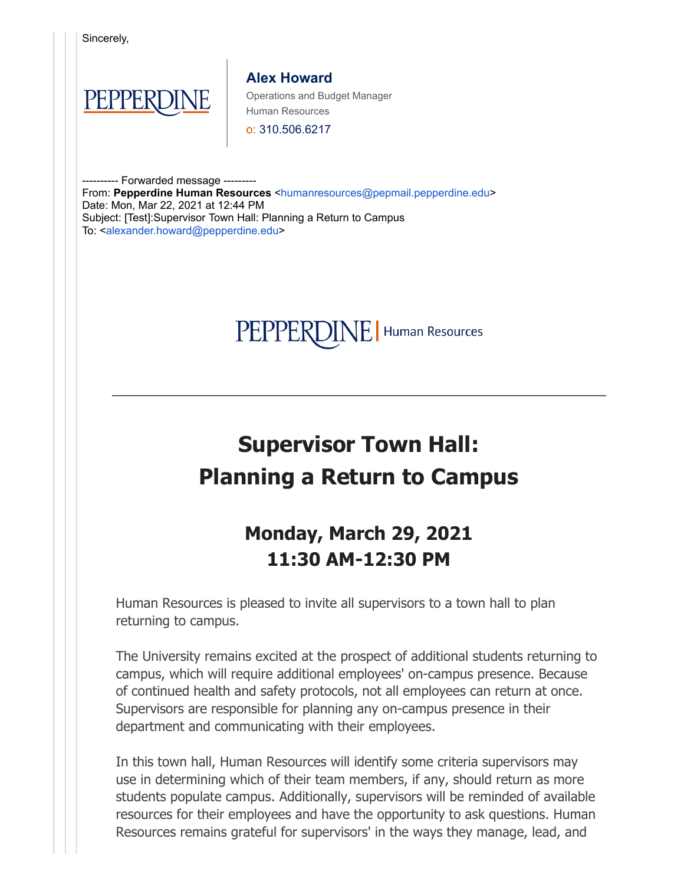Sincerely,

PEPPERDINE

**Alex Howard**
Operations and Budget Manager
Human Resources
o: 310.506.6217

---------- Forwarded message ---------
From: **Pepperdine Human Resources** <humanresources@pepmail.pepperdine.edu>
Date: Mon, Mar 22, 2021 at 12:44 PM
Subject: [Test]:Supervisor Town Hall: Planning a Return to Campus
To: <alexander.howard@pepperdine.edu>

PEPPERDINE | Human Resources

---

# Supervisor Town Hall: Planning a Return to Campus

## Monday, March 29, 2021
## 11:30 AM-12:30 PM

Human Resources is pleased to invite all supervisors to a town hall to plan returning to campus.

The University remains excited at the prospect of additional students returning to campus, which will require additional employees' on-campus presence. Because of continued health and safety protocols, not all employees can return at once. Supervisors are responsible for planning any on-campus presence in their department and communicating with their employees.

In this town hall, Human Resources will identify some criteria supervisors may use in determining which of their team members, if any, should return as more students populate campus. Additionally, supervisors will be reminded of available resources for their employees and have the opportunity to ask questions. Human Resources remains grateful for supervisors' in the ways they manage, lead, and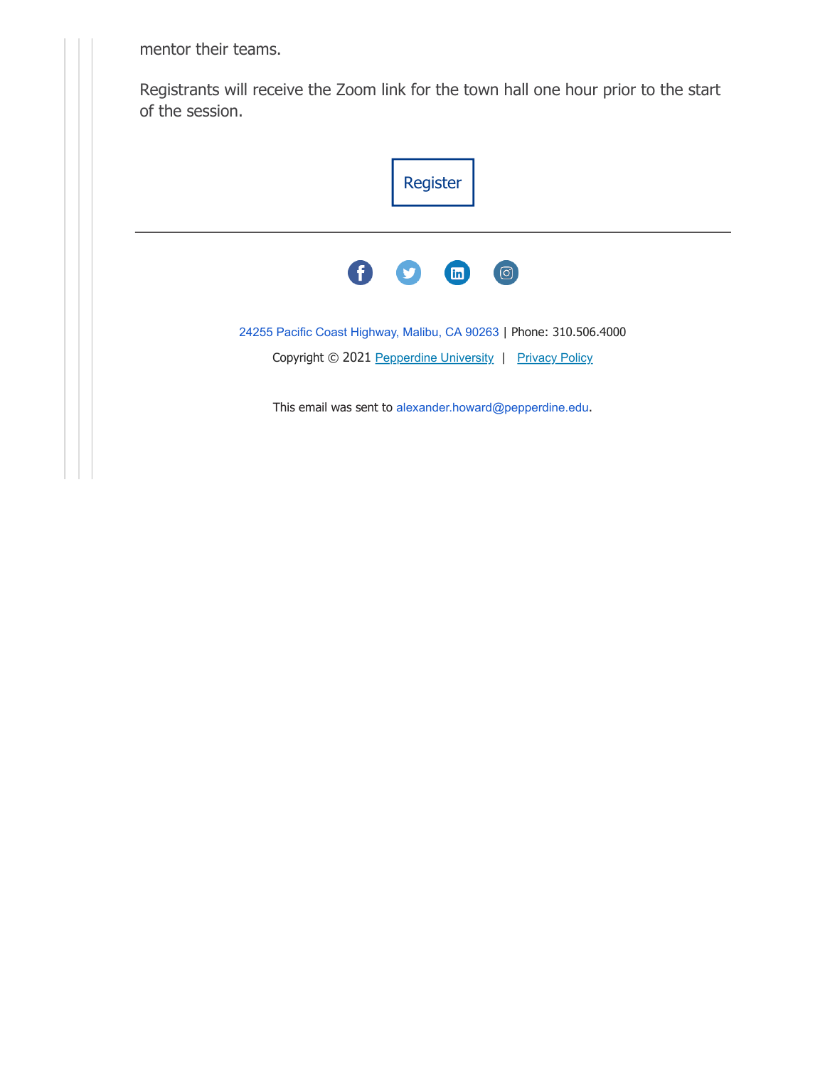mentor their teams.

Registrants will receive the Zoom link for the town hall one hour prior to the start of the session.

Register

---

24255 Pacific Coast Highway, Malibu, CA 90263 | Phone: 310.506.4000

Copyright © 2021 Pepperdine University | Privacy Policy

This email was sent to alexander.howard@pepperdine.edu.